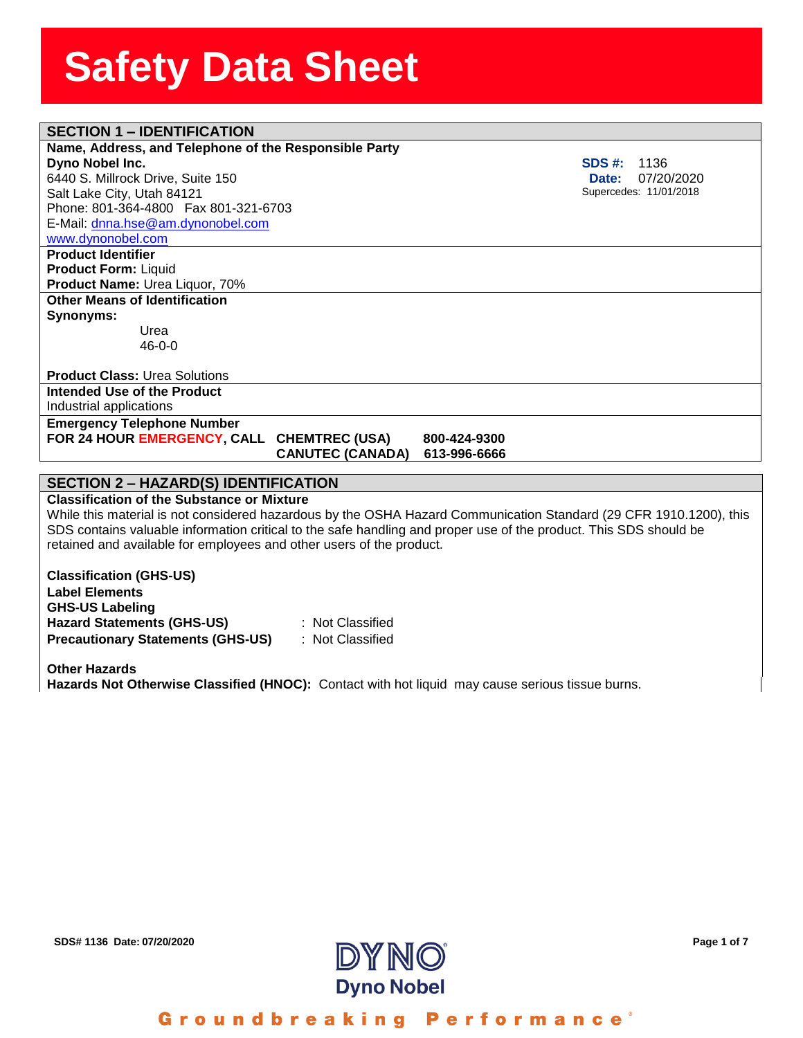# Safety Data Sheet

## SECTION 1 – IDENTIFICATION

**Name, Address, and Telephone of the Responsible Party**

**Dyno Nobel Inc.**
6440 S. Millrock Drive, Suite 150
Salt Lake City, Utah 84121
Phone: 801-364-4800 Fax 801-321-6703
E-Mail: dnna.hse@am.dynonobel.com
www.dynonobel.com

**SDS #:** 1136
**Date:** 07/20/2020
Supercedes: 11/01/2018

**Product Identifier**
**Product Form:** Liquid
**Product Name:** Urea Liquor, 70%

**Other Means of Identification**
**Synonyms:**
Urea
46-0-0

**Product Class:** Urea Solutions

**Intended Use of the Product**
Industrial applications

**Emergency Telephone Number**

| FOR 24 HOUR EMERGENCY, CALL | CHEMTREC (USA) | 800-424-9300 |
| --- | --- | --- |
| | CANUTEC (CANADA) | 613-996-6666 |

## SECTION 2 – HAZARD(S) IDENTIFICATION

**Classification of the Substance or Mixture**
While this material is not considered hazardous by the OSHA Hazard Communication Standard (29 CFR 1910.1200), this SDS contains valuable information critical to the safe handling and proper use of the product. This SDS should be retained and available for employees and other users of the product.

**Classification (GHS-US)**
**Label Elements**
**GHS-US Labeling**
**Hazard Statements (GHS-US)** : Not Classified
**Precautionary Statements (GHS-US)** : Not Classified

**Other Hazards**
**Hazards Not Otherwise Classified (HNOC):** Contact with hot liquid may cause serious tissue burns.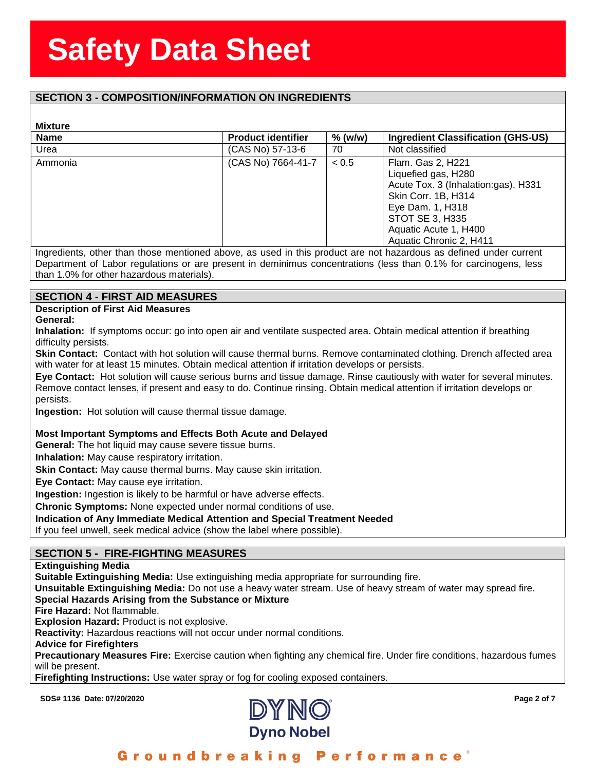## SECTION 3 - COMPOSITION/INFORMATION ON INGREDIENTS

**Mixture**

| Name | Product identifier | % (w/w) | Ingredient Classification (GHS-US) |
|---|---|---|---|
| Urea | (CAS No) 57-13-6 | 70 | Not classified |
| Ammonia | (CAS No) 7664-41-7 | < 0.5 | Flam. Gas 2, H221<br>Liquefied gas, H280<br>Acute Tox. 3 (Inhalation:gas), H331<br>Skin Corr. 1B, H314<br>Eye Dam. 1, H318<br>STOT SE 3, H335<br>Aquatic Acute 1, H400<br>Aquatic Chronic 2, H411 |

Ingredients, other than those mentioned above, as used in this product are not hazardous as defined under current Department of Labor regulations or are present in deminimus concentrations (less than 0.1% for carcinogens, less than 1.0% for other hazardous materials).

## SECTION 4 - FIRST AID MEASURES

**Description of First Aid Measures**

**General:**

**Inhalation:** If symptoms occur: go into open air and ventilate suspected area. Obtain medical attention if breathing difficulty persists.

**Skin Contact:** Contact with hot solution will cause thermal burns. Remove contaminated clothing. Drench affected area with water for at least 15 minutes. Obtain medical attention if irritation develops or persists.

**Eye Contact:** Hot solution will cause serious burns and tissue damage. Rinse cautiously with water for several minutes. Remove contact lenses, if present and easy to do. Continue rinsing. Obtain medical attention if irritation develops or persists.

**Ingestion:** Hot solution will cause thermal tissue damage.

**Most Important Symptoms and Effects Both Acute and Delayed**

**General:** The hot liquid may cause severe tissue burns.

**Inhalation:** May cause respiratory irritation.

**Skin Contact:** May cause thermal burns. May cause skin irritation.

**Eye Contact:** May cause eye irritation.

**Ingestion:** Ingestion is likely to be harmful or have adverse effects.

**Chronic Symptoms:** None expected under normal conditions of use.

**Indication of Any Immediate Medical Attention and Special Treatment Needed**

If you feel unwell, seek medical advice (show the label where possible).

## SECTION 5 - FIRE-FIGHTING MEASURES

**Extinguishing Media**

**Suitable Extinguishing Media:** Use extinguishing media appropriate for surrounding fire.

**Unsuitable Extinguishing Media:** Do not use a heavy water stream. Use of heavy stream of water may spread fire.

**Special Hazards Arising from the Substance or Mixture**

**Fire Hazard:** Not flammable.

**Explosion Hazard:** Product is not explosive.

**Reactivity:** Hazardous reactions will not occur under normal conditions.

**Advice for Firefighters**

**Precautionary Measures Fire:** Exercise caution when fighting any chemical fire. Under fire conditions, hazardous fumes will be present.

**Firefighting Instructions:** Use water spray or fog for cooling exposed containers.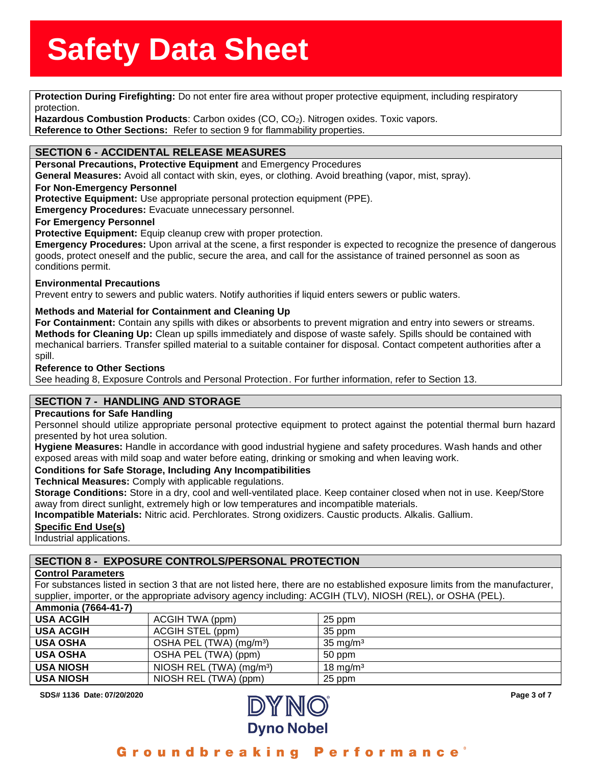**Protection During Firefighting:** Do not enter fire area without proper protective equipment, including respiratory protection.

**Hazardous Combustion Products**: Carbon oxides (CO, $CO_2$). Nitrogen oxides. Toxic vapors.

**Reference to Other Sections:** Refer to section 9 for flammability properties.

## SECTION 6 - ACCIDENTAL RELEASE MEASURES

**Personal Precautions, Protective Equipment** and Emergency Procedures

**General Measures:** Avoid all contact with skin, eyes, or clothing. Avoid breathing (vapor, mist, spray).

**For Non-Emergency Personnel**

**Protective Equipment:** Use appropriate personal protection equipment (PPE).

**Emergency Procedures:** Evacuate unnecessary personnel.

**For Emergency Personnel**

**Protective Equipment:** Equip cleanup crew with proper protection.

**Emergency Procedures:** Upon arrival at the scene, a first responder is expected to recognize the presence of dangerous goods, protect oneself and the public, secure the area, and call for the assistance of trained personnel as soon as conditions permit.

**Environmental Precautions**

Prevent entry to sewers and public waters. Notify authorities if liquid enters sewers or public waters.

**Methods and Material for Containment and Cleaning Up**

**For Containment:** Contain any spills with dikes or absorbents to prevent migration and entry into sewers or streams.

**Methods for Cleaning Up:** Clean up spills immediately and dispose of waste safely. Spills should be contained with mechanical barriers. Transfer spilled material to a suitable container for disposal. Contact competent authorities after a spill.

**Reference to Other Sections**

See heading 8, Exposure Controls and Personal Protection. For further information, refer to Section 13.

## SECTION 7 - HANDLING AND STORAGE

**Precautions for Safe Handling**

Personnel should utilize appropriate personal protective equipment to protect against the potential thermal burn hazard presented by hot urea solution.

**Hygiene Measures:** Handle in accordance with good industrial hygiene and safety procedures. Wash hands and other exposed areas with mild soap and water before eating, drinking or smoking and when leaving work.

**Conditions for Safe Storage, Including Any Incompatibilities**

**Technical Measures:** Comply with applicable regulations.

**Storage Conditions:** Store in a dry, cool and well-ventilated place. Keep container closed when not in use. Keep/Store away from direct sunlight, extremely high or low temperatures and incompatible materials.

**Incompatible Materials:** Nitric acid. Perchlorates. Strong oxidizers. Caustic products. Alkalis. Gallium.

**Specific End Use(s)**

Industrial applications.

## SECTION 8 - EXPOSURE CONTROLS/PERSONAL PROTECTION

**Control Parameters**

For substances listed in section 3 that are not listed here, there are no established exposure limits from the manufacturer, supplier, importer, or the appropriate advisory agency including: ACGIH (TLV), NIOSH (REL), or OSHA (PEL).

| **Ammonia (7664-41-7)** | | |
|---|---|---|
| **USA ACGIH** | ACGIH TWA (ppm) | 25 ppm |
| **USA ACGIH** | ACGIH STEL (ppm) | 35 ppm |
| **USA OSHA** | OSHA PEL (TWA) (mg/m³) | 35 mg/m³ |
| **USA OSHA** | OSHA PEL (TWA) (ppm) | 50 ppm |
| **USA NIOSH** | NIOSH REL (TWA) (mg/m³) | 18 mg/m³ |
| **USA NIOSH** | NIOSH REL (TWA) (ppm) | 25 ppm |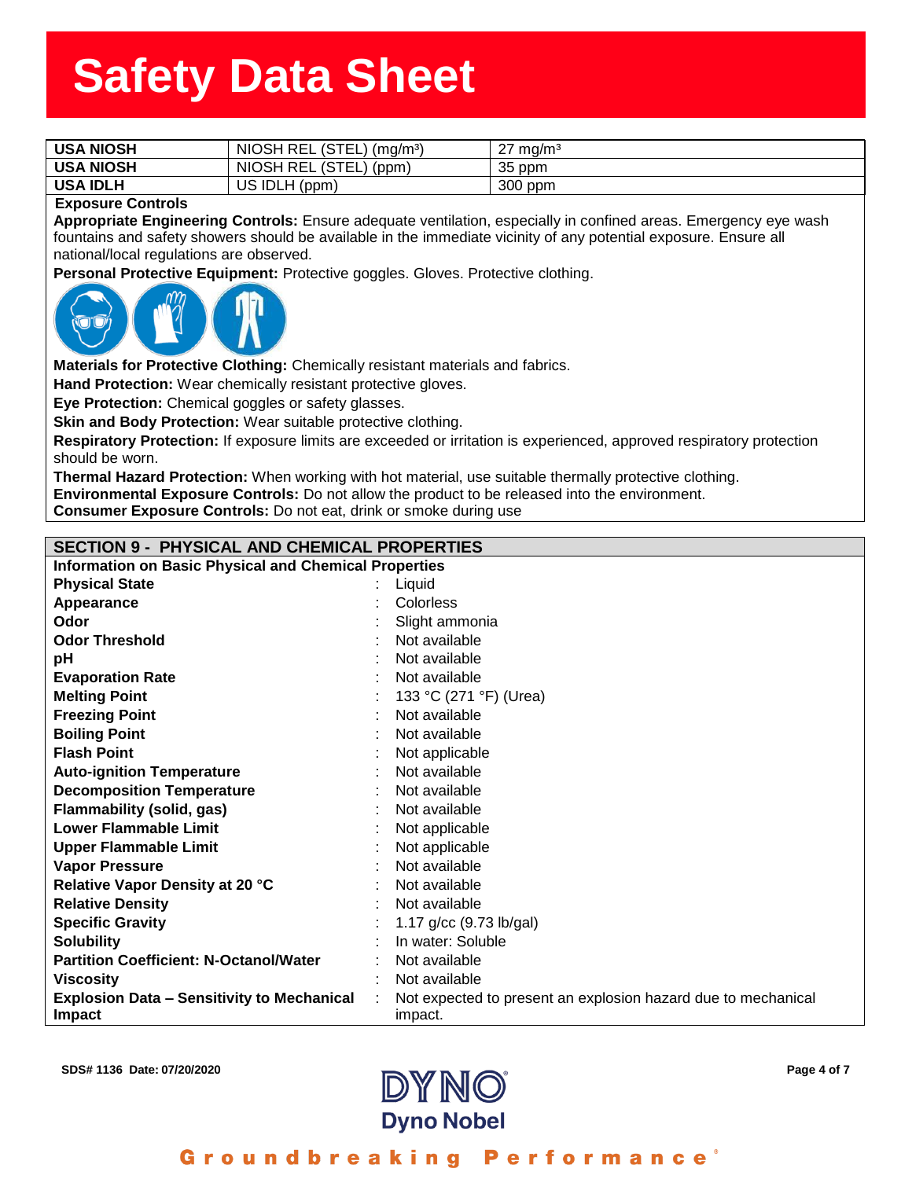| USA NIOSH | NIOSH REL (STEL) (mg/m³) | 27 mg/m³ |
|---|---|---|
| USA NIOSH | NIOSH REL (STEL) (ppm) | 35 ppm |
| USA IDLH | US IDLH (ppm) | 300 ppm |

**Exposure Controls**

**Appropriate Engineering Controls:** Ensure adequate ventilation, especially in confined areas. Emergency eye wash fountains and safety showers should be available in the immediate vicinity of any potential exposure. Ensure all national/local regulations are observed.

**Personal Protective Equipment:** Protective goggles. Gloves. Protective clothing.

**Materials for Protective Clothing:** Chemically resistant materials and fabrics.

**Hand Protection:** Wear chemically resistant protective gloves.

**Eye Protection:** Chemical goggles or safety glasses.

**Skin and Body Protection:** Wear suitable protective clothing.

**Respiratory Protection:** If exposure limits are exceeded or irritation is experienced, approved respiratory protection should be worn.

**Thermal Hazard Protection:** When working with hot material, use suitable thermally protective clothing.

**Environmental Exposure Controls:** Do not allow the product to be released into the environment.

**Consumer Exposure Controls:** Do not eat, drink or smoke during use

## SECTION 9 - PHYSICAL AND CHEMICAL PROPERTIES

**Information on Basic Physical and Chemical Properties**

| Property | Value |
|---|---|
| **Physical State** | Liquid |
| **Appearance** | Colorless |
| **Odor** | Slight ammonia |
| **Odor Threshold** | Not available |
| **pH** | Not available |
| **Evaporation Rate** | Not available |
| **Melting Point** | 133 °C (271 °F) (Urea) |
| **Freezing Point** | Not available |
| **Boiling Point** | Not available |
| **Flash Point** | Not applicable |
| **Auto-ignition Temperature** | Not available |
| **Decomposition Temperature** | Not available |
| **Flammability (solid, gas)** | Not available |
| **Lower Flammable Limit** | Not applicable |
| **Upper Flammable Limit** | Not applicable |
| **Vapor Pressure** | Not available |
| **Relative Vapor Density at 20 °C** | Not available |
| **Relative Density** | Not available |
| **Specific Gravity** | 1.17 g/cc (9.73 lb/gal) |
| **Solubility** | In water: Soluble |
| **Partition Coefficient: N-Octanol/Water** | Not available |
| **Viscosity** | Not available |
| **Explosion Data – Sensitivity to Mechanical Impact** | Not expected to present an explosion hazard due to mechanical impact. |

SDS# 1136 Date: 07/20/2020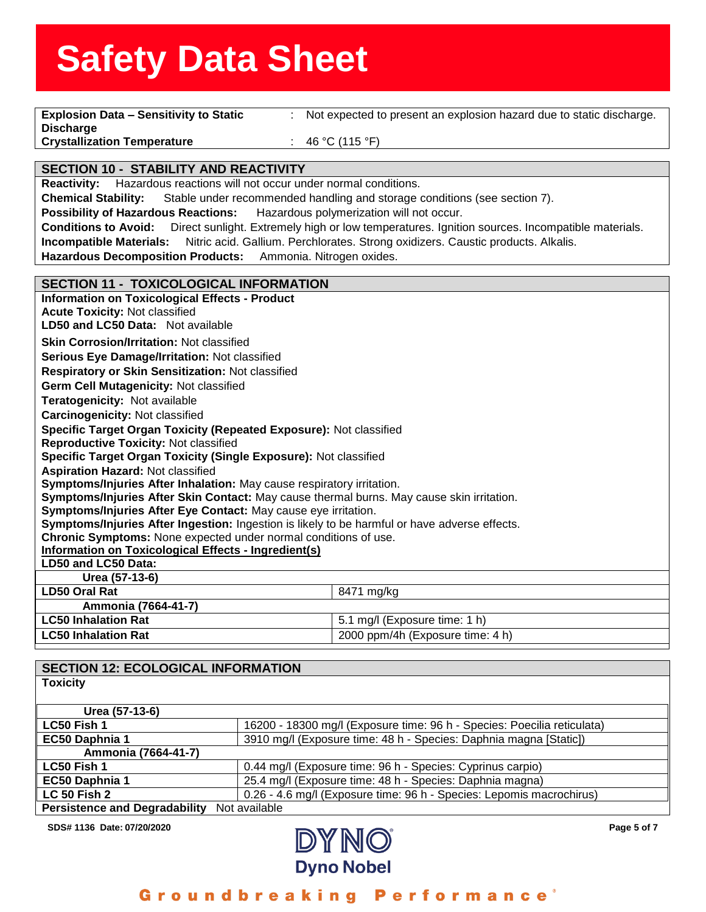| | | |
|---|---|---|
| **Explosion Data – Sensitivity to Static Discharge** | : | Not expected to present an explosion hazard due to static discharge. |
| **Crystallization Temperature** | : | 46 °C (115 °F) |

## SECTION 10 - STABILITY AND REACTIVITY

**Reactivity:** Hazardous reactions will not occur under normal conditions.

**Chemical Stability:** Stable under recommended handling and storage conditions (see section 7).

**Possibility of Hazardous Reactions:** Hazardous polymerization will not occur.

**Conditions to Avoid:** Direct sunlight. Extremely high or low temperatures. Ignition sources. Incompatible materials.

**Incompatible Materials:** Nitric acid. Gallium. Perchlorates. Strong oxidizers. Caustic products. Alkalis.

**Hazardous Decomposition Products:** Ammonia. Nitrogen oxides.

## SECTION 11 - TOXICOLOGICAL INFORMATION

**Information on Toxicological Effects - Product**

**Acute Toxicity:** Not classified

**LD50 and LC50 Data:** Not available

**Skin Corrosion/Irritation:** Not classified

**Serious Eye Damage/Irritation:** Not classified

**Respiratory or Skin Sensitization:** Not classified

**Germ Cell Mutagenicity:** Not classified

**Teratogenicity:** Not available

**Carcinogenicity:** Not classified

**Specific Target Organ Toxicity (Repeated Exposure):** Not classified

**Reproductive Toxicity:** Not classified

**Specific Target Organ Toxicity (Single Exposure):** Not classified

**Aspiration Hazard:** Not classified

**Symptoms/Injuries After Inhalation:** May cause respiratory irritation.

**Symptoms/Injuries After Skin Contact:** May cause thermal burns. May cause skin irritation.

**Symptoms/Injuries After Eye Contact:** May cause eye irritation.

**Symptoms/Injuries After Ingestion:** Ingestion is likely to be harmful or have adverse effects.

**Chronic Symptoms:** None expected under normal conditions of use.

**Information on Toxicological Effects - Ingredient(s)**

**LD50 and LC50 Data:**

| **Urea (57-13-6)** | |
|---|---|
| **LD50 Oral Rat** | 8471 mg/kg |
| **Ammonia (7664-41-7)** | |
| **LC50 Inhalation Rat** | 5.1 mg/l (Exposure time: 1 h) |
| **LC50 Inhalation Rat** | 2000 ppm/4h (Exposure time: 4 h) |

## SECTION 12: ECOLOGICAL INFORMATION

**Toxicity**

| **Urea (57-13-6)** | |
|---|---|
| **LC50 Fish 1** | 16200 - 18300 mg/l (Exposure time: 96 h - Species: Poecilia reticulata) |
| **EC50 Daphnia 1** | 3910 mg/l (Exposure time: 48 h - Species: Daphnia magna [Static]) |
| **Ammonia (7664-41-7)** | |
| **LC50 Fish 1** | 0.44 mg/l (Exposure time: 96 h - Species: Cyprinus carpio) |
| **EC50 Daphnia 1** | 25.4 mg/l (Exposure time: 48 h - Species: Daphnia magna) |
| **LC 50 Fish 2** | 0.26 - 4.6 mg/l (Exposure time: 96 h - Species: Lepomis macrochirus) |

**Persistence and Degradability** Not available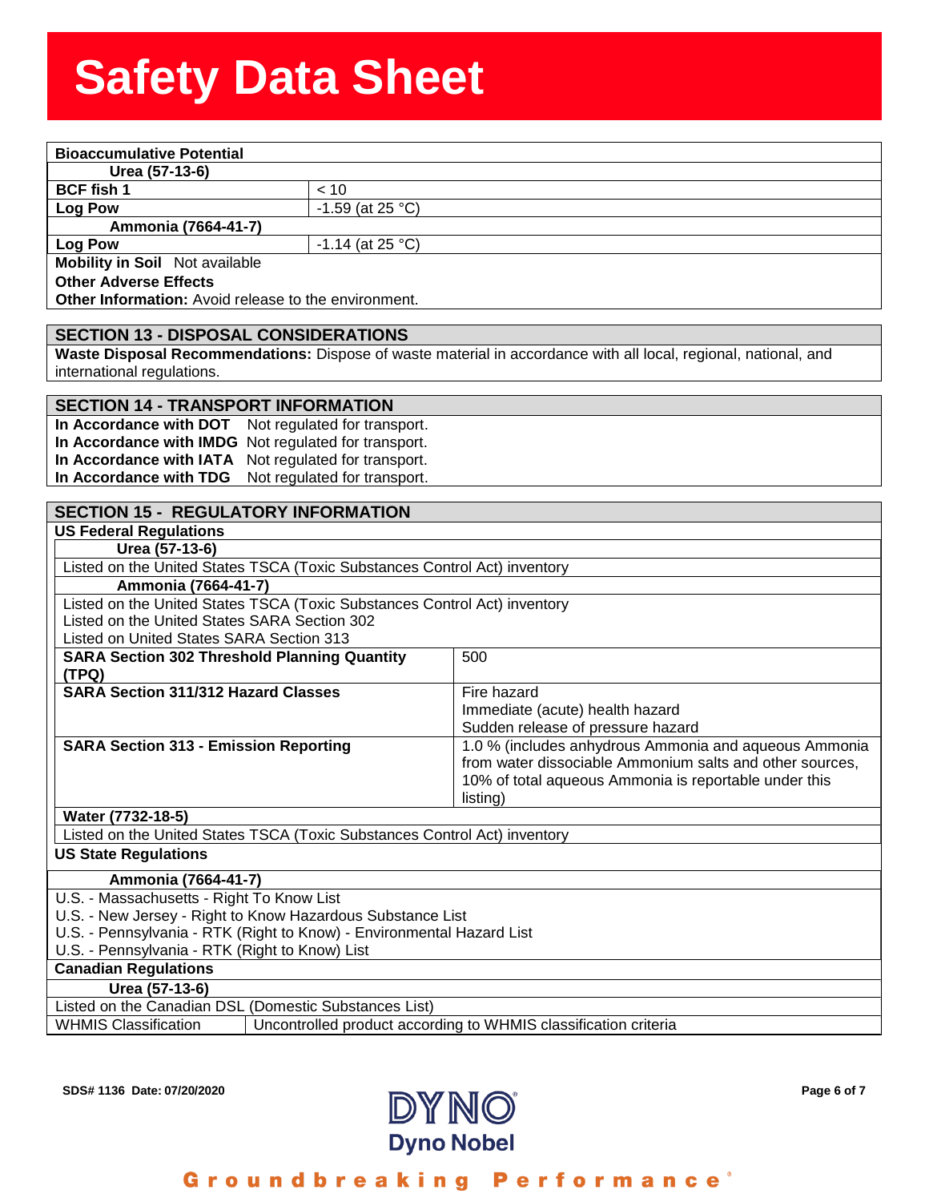**Bioaccumulative Potential**

**Urea (57-13-6)**

| | |
|---|---|
| **BCF fish 1** | < 10 |
| **Log Pow** | -1.59 (at 25 °C) |

**Ammonia (7664-41-7)**

| | |
|---|---|
| **Log Pow** | -1.14 (at 25 °C) |

**Mobility in Soil** Not available

**Other Adverse Effects**

**Other Information:** Avoid release to the environment.

## SECTION 13 - DISPOSAL CONSIDERATIONS

**Waste Disposal Recommendations:** Dispose of waste material in accordance with all local, regional, national, and international regulations.

## SECTION 14 - TRANSPORT INFORMATION

**In Accordance with DOT** Not regulated for transport.
**In Accordance with IMDG** Not regulated for transport.
**In Accordance with IATA** Not regulated for transport.
**In Accordance with TDG** Not regulated for transport.

## SECTION 15 - REGULATORY INFORMATION

**US Federal Regulations**

**Urea (57-13-6)**

Listed on the United States TSCA (Toxic Substances Control Act) inventory

**Ammonia (7664-41-7)**

Listed on the United States TSCA (Toxic Substances Control Act) inventory
Listed on the United States SARA Section 302
Listed on United States SARA Section 313

| | |
|---|---|
| **SARA Section 302 Threshold Planning Quantity (TPQ)** | 500 |
| **SARA Section 311/312 Hazard Classes** | Fire hazard<br>Immediate (acute) health hazard<br>Sudden release of pressure hazard |
| **SARA Section 313 - Emission Reporting** | 1.0 % (includes anhydrous Ammonia and aqueous Ammonia from water dissociable Ammonium salts and other sources, 10% of total aqueous Ammonia is reportable under this listing) |

**Water (7732-18-5)**

Listed on the United States TSCA (Toxic Substances Control Act) inventory

**US State Regulations**

**Ammonia (7664-41-7)**

U.S. - Massachusetts - Right To Know List
U.S. - New Jersey - Right to Know Hazardous Substance List
U.S. - Pennsylvania - RTK (Right to Know) - Environmental Hazard List
U.S. - Pennsylvania - RTK (Right to Know) List

**Canadian Regulations**

**Urea (57-13-6)**

Listed on the Canadian DSL (Domestic Substances List)

| | |
|---|---|
| WHMIS Classification | Uncontrolled product according to WHMIS classification criteria |

SDS# 1136 Date: 07/20/2020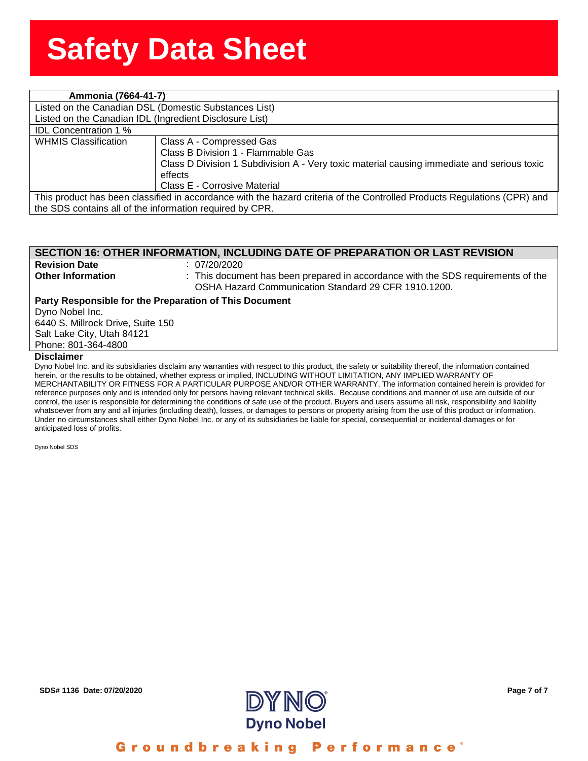| Ammonia (7664-41-7) | |
|---|---|
| Listed on the Canadian DSL (Domestic Substances List) | |
| Listed on the Canadian IDL (Ingredient Disclosure List) | |
| IDL Concentration 1 % | |
| WHMIS Classification | Class A - Compressed Gas<br>Class B Division 1 - Flammable Gas<br>Class D Division 1 Subdivision A - Very toxic material causing immediate and serious toxic effects<br>Class E - Corrosive Material |
| This product has been classified in accordance with the hazard criteria of the Controlled Products Regulations (CPR) and the SDS contains all of the information required by CPR. | |

## SECTION 16: OTHER INFORMATION, INCLUDING DATE OF PREPARATION OR LAST REVISION

**Revision Date** : 07/20/2020

**Other Information** : This document has been prepared in accordance with the SDS requirements of the OSHA Hazard Communication Standard 29 CFR 1910.1200.

**Party Responsible for the Preparation of This Document**

Dyno Nobel Inc.
6440 S. Millrock Drive, Suite 150
Salt Lake City, Utah 84121
Phone: 801-364-4800

**Disclaimer**

Dyno Nobel Inc. and its subsidiaries disclaim any warranties with respect to this product, the safety or suitability thereof, the information contained herein, or the results to be obtained, whether express or implied, INCLUDING WITHOUT LIMITATION, ANY IMPLIED WARRANTY OF MERCHANTABILITY OR FITNESS FOR A PARTICULAR PURPOSE AND/OR OTHER WARRANTY. The information contained herein is provided for reference purposes only and is intended only for persons having relevant technical skills. Because conditions and manner of use are outside of our control, the user is responsible for determining the conditions of safe use of the product. Buyers and users assume all risk, responsibility and liability whatsoever from any and all injuries (including death), losses, or damages to persons or property arising from the use of this product or information. Under no circumstances shall either Dyno Nobel Inc. or any of its subsidiaries be liable for special, consequential or incidental damages or for anticipated loss of profits.

Dyno Nobel SDS